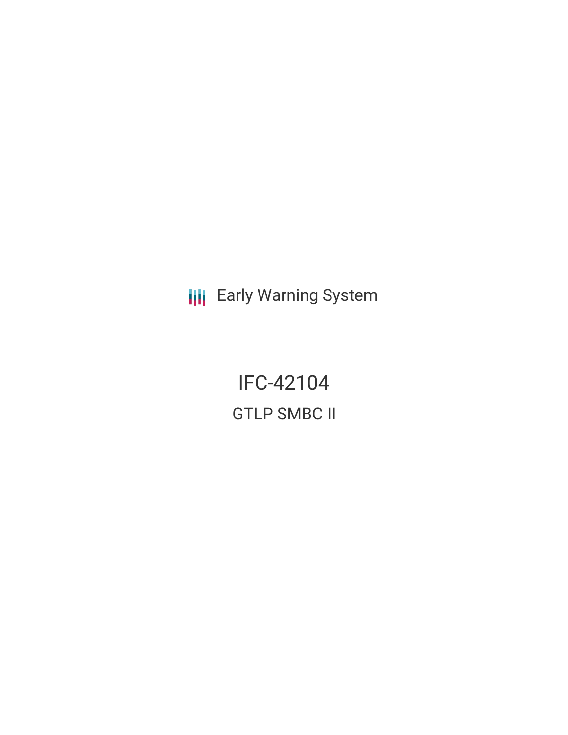Early Warning System

# IFC-42104

## GTLP SMBC II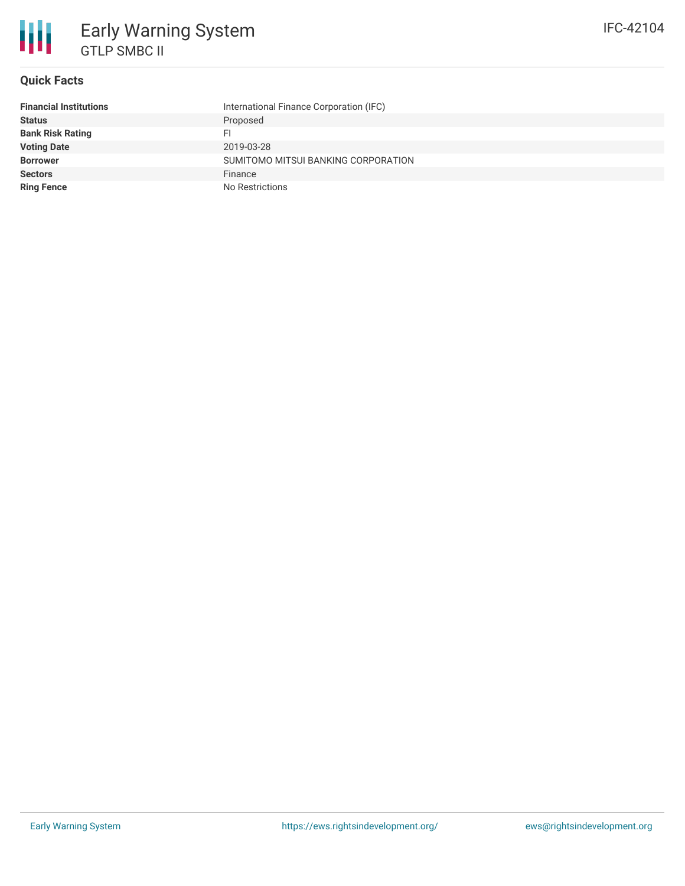# Early Warning System

## GTLP SMBC II

IFC-42104

### Quick Facts

| | |
|---|---|
| **Financial Institutions** | International Finance Corporation (IFC) |
| **Status** | Proposed |
| **Bank Risk Rating** | FI |
| **Voting Date** | 2019-03-28 |
| **Borrower** | SUMITOMO MITSUI BANKING CORPORATION |
| **Sectors** | Finance |
| **Ring Fence** | No Restrictions |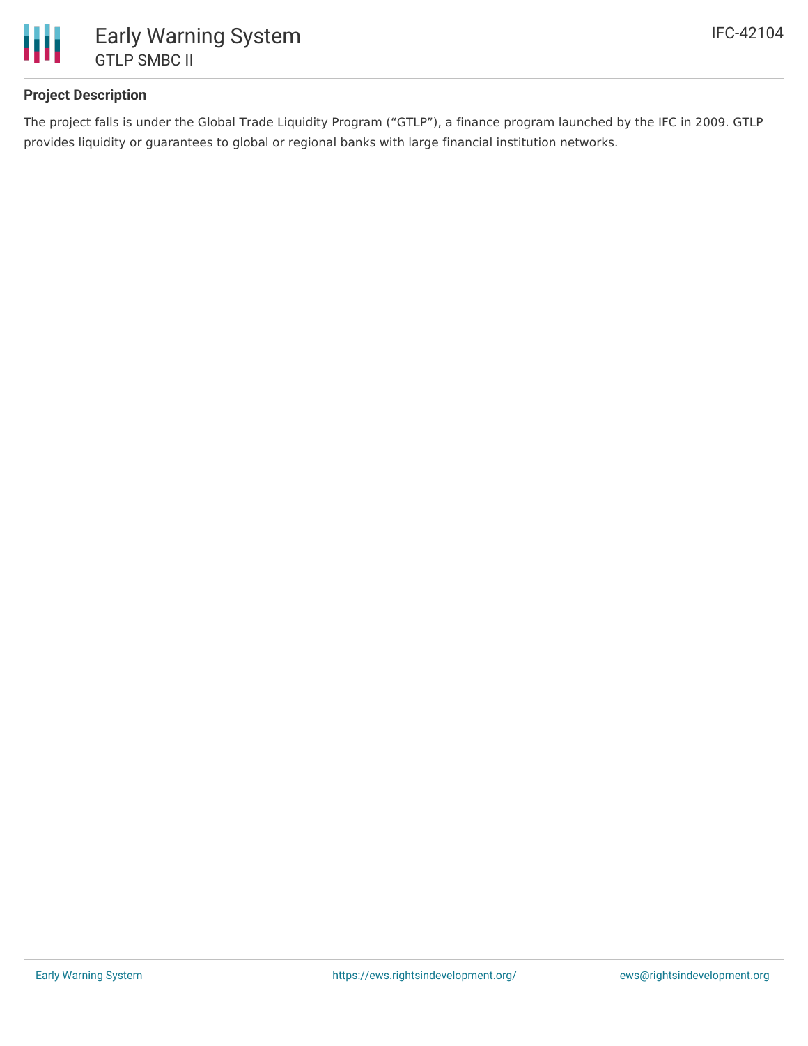## Project Description

The project falls is under the Global Trade Liquidity Program ("GTLP"), a finance program launched by the IFC in 2009. GTLP provides liquidity or guarantees to global or regional banks with large financial institution networks.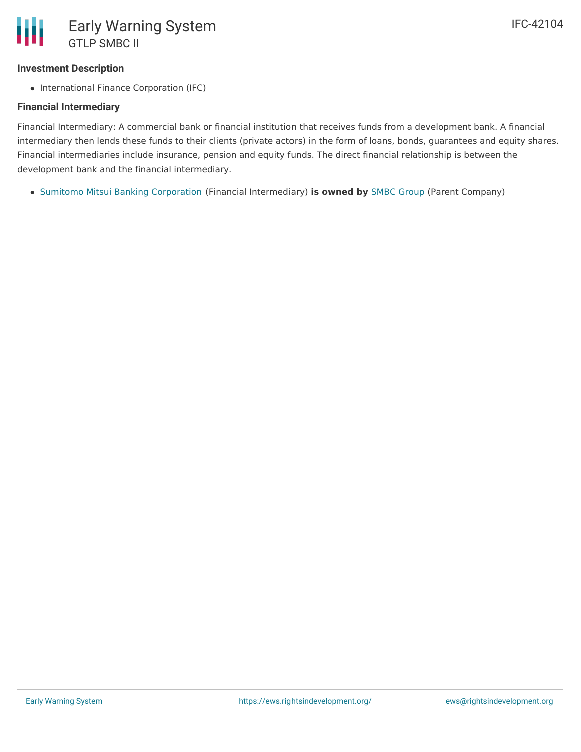### Investment Description

- International Finance Corporation (IFC)

### Financial Intermediary

Financial Intermediary: A commercial bank or financial institution that receives funds from a development bank. A financial intermediary then lends these funds to their clients (private actors) in the form of loans, bonds, guarantees and equity shares. Financial intermediaries include insurance, pension and equity funds. The direct financial relationship is between the development bank and the financial intermediary.

- Sumitomo Mitsui Banking Corporation (Financial Intermediary) **is owned by** SMBC Group (Parent Company)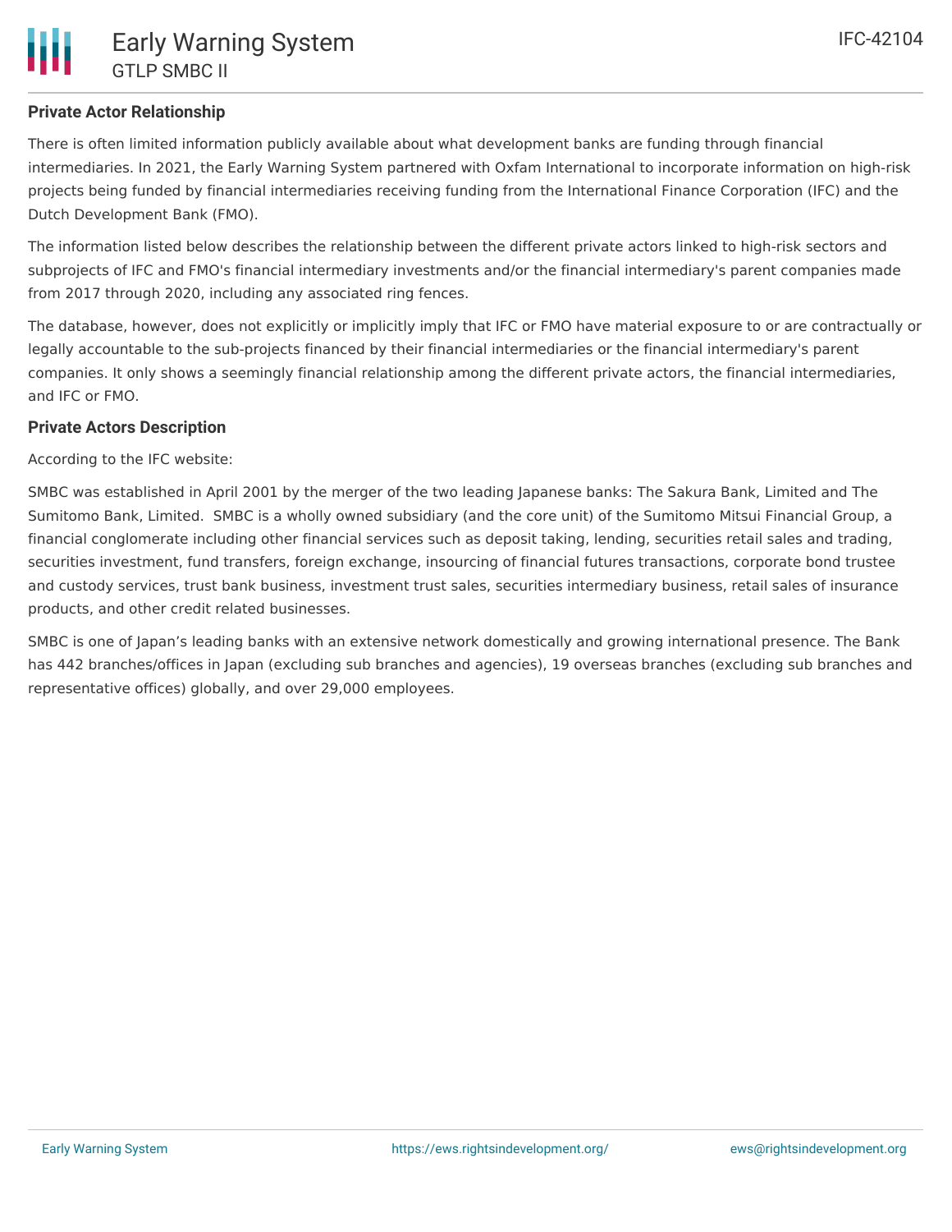## Private Actor Relationship

There is often limited information publicly available about what development banks are funding through financial intermediaries. In 2021, the Early Warning System partnered with Oxfam International to incorporate information on high-risk projects being funded by financial intermediaries receiving funding from the International Finance Corporation (IFC) and the Dutch Development Bank (FMO).

The information listed below describes the relationship between the different private actors linked to high-risk sectors and subprojects of IFC and FMO's financial intermediary investments and/or the financial intermediary's parent companies made from 2017 through 2020, including any associated ring fences.

The database, however, does not explicitly or implicitly imply that IFC or FMO have material exposure to or are contractually or legally accountable to the sub-projects financed by their financial intermediaries or the financial intermediary's parent companies. It only shows a seemingly financial relationship among the different private actors, the financial intermediaries, and IFC or FMO.

## Private Actors Description

According to the IFC website:

SMBC was established in April 2001 by the merger of the two leading Japanese banks: The Sakura Bank, Limited and The Sumitomo Bank, Limited. SMBC is a wholly owned subsidiary (and the core unit) of the Sumitomo Mitsui Financial Group, a financial conglomerate including other financial services such as deposit taking, lending, securities retail sales and trading, securities investment, fund transfers, foreign exchange, insourcing of financial futures transactions, corporate bond trustee and custody services, trust bank business, investment trust sales, securities intermediary business, retail sales of insurance products, and other credit related businesses.

SMBC is one of Japan's leading banks with an extensive network domestically and growing international presence. The Bank has 442 branches/offices in Japan (excluding sub branches and agencies), 19 overseas branches (excluding sub branches and representative offices) globally, and over 29,000 employees.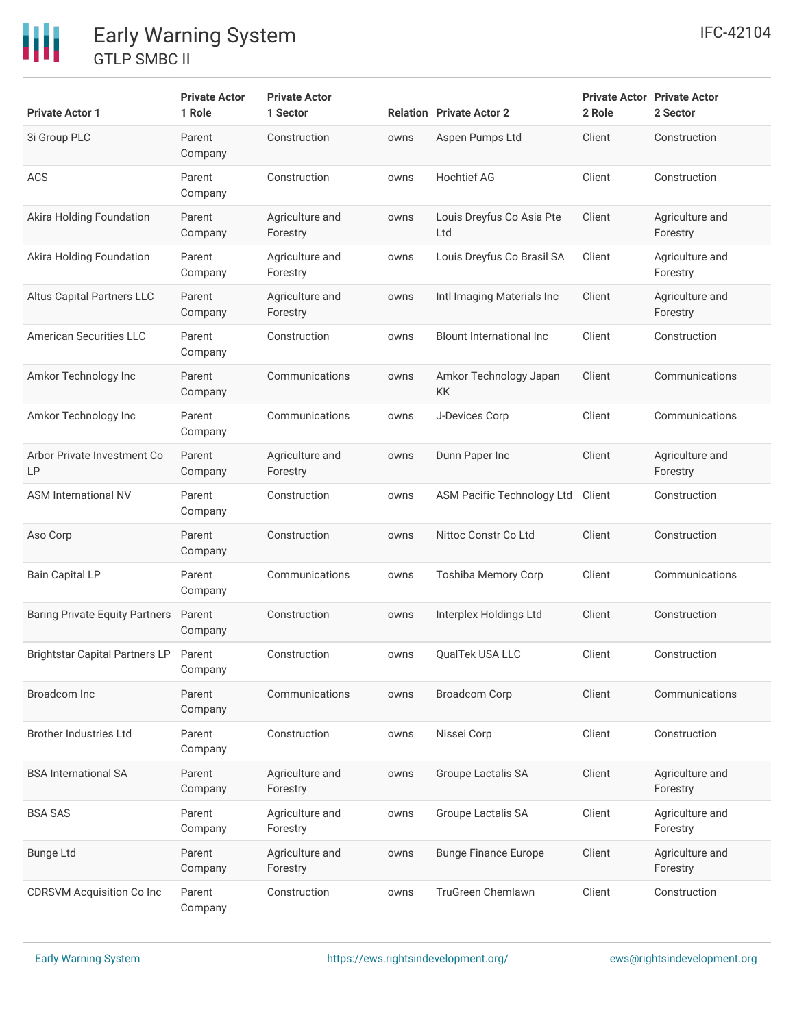| Private Actor 1 | Private Actor 1 Role | Private Actor 1 Sector | Relation | Private Actor 2 | Private Actor 2 Role | Private Actor 2 Sector |
|---|---|---|---|---|---|---|
| 3i Group PLC | Parent Company | Construction | owns | Aspen Pumps Ltd | Client | Construction |
| ACS | Parent Company | Construction | owns | Hochtief AG | Client | Construction |
| Akira Holding Foundation | Parent Company | Agriculture and Forestry | owns | Louis Dreyfus Co Asia Pte Ltd | Client | Agriculture and Forestry |
| Akira Holding Foundation | Parent Company | Agriculture and Forestry | owns | Louis Dreyfus Co Brasil SA | Client | Agriculture and Forestry |
| Altus Capital Partners LLC | Parent Company | Agriculture and Forestry | owns | Intl Imaging Materials Inc | Client | Agriculture and Forestry |
| American Securities LLC | Parent Company | Construction | owns | Blount International Inc | Client | Construction |
| Amkor Technology Inc | Parent Company | Communications | owns | Amkor Technology Japan KK | Client | Communications |
| Amkor Technology Inc | Parent Company | Communications | owns | J-Devices Corp | Client | Communications |
| Arbor Private Investment Co LP | Parent Company | Agriculture and Forestry | owns | Dunn Paper Inc | Client | Agriculture and Forestry |
| ASM International NV | Parent Company | Construction | owns | ASM Pacific Technology Ltd | Client | Construction |
| Aso Corp | Parent Company | Construction | owns | Nittoc Constr Co Ltd | Client | Construction |
| Bain Capital LP | Parent Company | Communications | owns | Toshiba Memory Corp | Client | Communications |
| Baring Private Equity Partners | Parent Company | Construction | owns | Interplex Holdings Ltd | Client | Construction |
| Brightstar Capital Partners LP | Parent Company | Construction | owns | QualTek USA LLC | Client | Construction |
| Broadcom Inc | Parent Company | Communications | owns | Broadcom Corp | Client | Communications |
| Brother Industries Ltd | Parent Company | Construction | owns | Nissei Corp | Client | Construction |
| BSA International SA | Parent Company | Agriculture and Forestry | owns | Groupe Lactalis SA | Client | Agriculture and Forestry |
| BSA SAS | Parent Company | Agriculture and Forestry | owns | Groupe Lactalis SA | Client | Agriculture and Forestry |
| Bunge Ltd | Parent Company | Agriculture and Forestry | owns | Bunge Finance Europe | Client | Agriculture and Forestry |
| CDRSVM Acquisition Co Inc | Parent Company | Construction | owns | TruGreen Chemlawn | Client | Construction |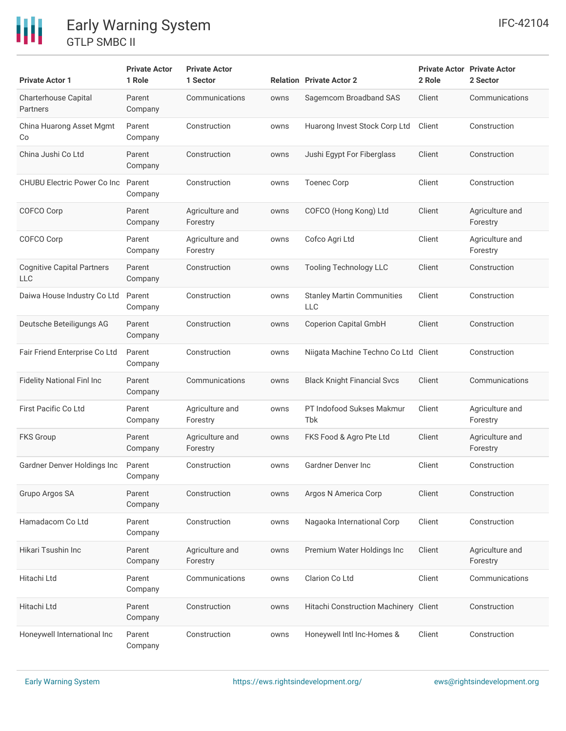| Private Actor 1 | Private Actor 1 Role | Private Actor 1 Sector | Relation | Private Actor 2 | Private Actor 2 Role | Private Actor 2 Sector |
|---|---|---|---|---|---|---|
| Charterhouse Capital Partners | Parent Company | Communications | owns | Sagemcom Broadband SAS | Client | Communications |
| China Huarong Asset Mgmt Co | Parent Company | Construction | owns | Huarong Invest Stock Corp Ltd | Client | Construction |
| China Jushi Co Ltd | Parent Company | Construction | owns | Jushi Egypt For Fiberglass | Client | Construction |
| CHUBU Electric Power Co Inc | Parent Company | Construction | owns | Toenec Corp | Client | Construction |
| COFCO Corp | Parent Company | Agriculture and Forestry | owns | COFCO (Hong Kong) Ltd | Client | Agriculture and Forestry |
| COFCO Corp | Parent Company | Agriculture and Forestry | owns | Cofco Agri Ltd | Client | Agriculture and Forestry |
| Cognitive Capital Partners LLC | Parent Company | Construction | owns | Tooling Technology LLC | Client | Construction |
| Daiwa House Industry Co Ltd | Parent Company | Construction | owns | Stanley Martin Communities LLC | Client | Construction |
| Deutsche Beteiligungs AG | Parent Company | Construction | owns | Coperion Capital GmbH | Client | Construction |
| Fair Friend Enterprise Co Ltd | Parent Company | Construction | owns | Niigata Machine Techno Co Ltd | Client | Construction |
| Fidelity National Finl Inc | Parent Company | Communications | owns | Black Knight Financial Svcs | Client | Communications |
| First Pacific Co Ltd | Parent Company | Agriculture and Forestry | owns | PT Indofood Sukses Makmur Tbk | Client | Agriculture and Forestry |
| FKS Group | Parent Company | Agriculture and Forestry | owns | FKS Food & Agro Pte Ltd | Client | Agriculture and Forestry |
| Gardner Denver Holdings Inc | Parent Company | Construction | owns | Gardner Denver Inc | Client | Construction |
| Grupo Argos SA | Parent Company | Construction | owns | Argos N America Corp | Client | Construction |
| Hamadacom Co Ltd | Parent Company | Construction | owns | Nagaoka International Corp | Client | Construction |
| Hikari Tsushin Inc | Parent Company | Agriculture and Forestry | owns | Premium Water Holdings Inc | Client | Agriculture and Forestry |
| Hitachi Ltd | Parent Company | Communications | owns | Clarion Co Ltd | Client | Communications |
| Hitachi Ltd | Parent Company | Construction | owns | Hitachi Construction Machinery | Client | Construction |
| Honeywell International Inc | Parent Company | Construction | owns | Honeywell Intl Inc-Homes & | Client | Construction |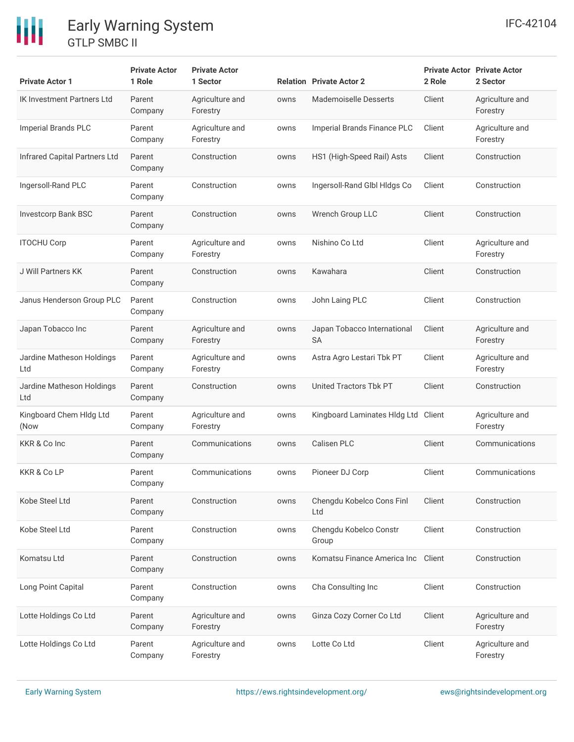| Private Actor 1 | Private Actor 1 Role | Private Actor 1 Sector | Relation | Private Actor 2 | Private Actor 2 Role | Private Actor 2 Sector |
|---|---|---|---|---|---|---|
| IK Investment Partners Ltd | Parent Company | Agriculture and Forestry | owns | Mademoiselle Desserts | Client | Agriculture and Forestry |
| Imperial Brands PLC | Parent Company | Agriculture and Forestry | owns | Imperial Brands Finance PLC | Client | Agriculture and Forestry |
| Infrared Capital Partners Ltd | Parent Company | Construction | owns | HS1 (High-Speed Rail) Asts | Client | Construction |
| Ingersoll-Rand PLC | Parent Company | Construction | owns | Ingersoll-Rand Glbl Hldgs Co | Client | Construction |
| Investcorp Bank BSC | Parent Company | Construction | owns | Wrench Group LLC | Client | Construction |
| ITOCHU Corp | Parent Company | Agriculture and Forestry | owns | Nishino Co Ltd | Client | Agriculture and Forestry |
| J Will Partners KK | Parent Company | Construction | owns | Kawahara | Client | Construction |
| Janus Henderson Group PLC | Parent Company | Construction | owns | John Laing PLC | Client | Construction |
| Japan Tobacco Inc | Parent Company | Agriculture and Forestry | owns | Japan Tobacco International SA | Client | Agriculture and Forestry |
| Jardine Matheson Holdings Ltd | Parent Company | Agriculture and Forestry | owns | Astra Agro Lestari Tbk PT | Client | Agriculture and Forestry |
| Jardine Matheson Holdings Ltd | Parent Company | Construction | owns | United Tractors Tbk PT | Client | Construction |
| Kingboard Chem Hldg Ltd (Now | Parent Company | Agriculture and Forestry | owns | Kingboard Laminates Hldg Ltd | Client | Agriculture and Forestry |
| KKR & Co Inc | Parent Company | Communications | owns | Calisen PLC | Client | Communications |
| KKR & Co LP | Parent Company | Communications | owns | Pioneer DJ Corp | Client | Communications |
| Kobe Steel Ltd | Parent Company | Construction | owns | Chengdu Kobelco Cons Finl Ltd | Client | Construction |
| Kobe Steel Ltd | Parent Company | Construction | owns | Chengdu Kobelco Constr Group | Client | Construction |
| Komatsu Ltd | Parent Company | Construction | owns | Komatsu Finance America Inc | Client | Construction |
| Long Point Capital | Parent Company | Construction | owns | Cha Consulting Inc | Client | Construction |
| Lotte Holdings Co Ltd | Parent Company | Agriculture and Forestry | owns | Ginza Cozy Corner Co Ltd | Client | Agriculture and Forestry |
| Lotte Holdings Co Ltd | Parent Company | Agriculture and Forestry | owns | Lotte Co Ltd | Client | Agriculture and Forestry |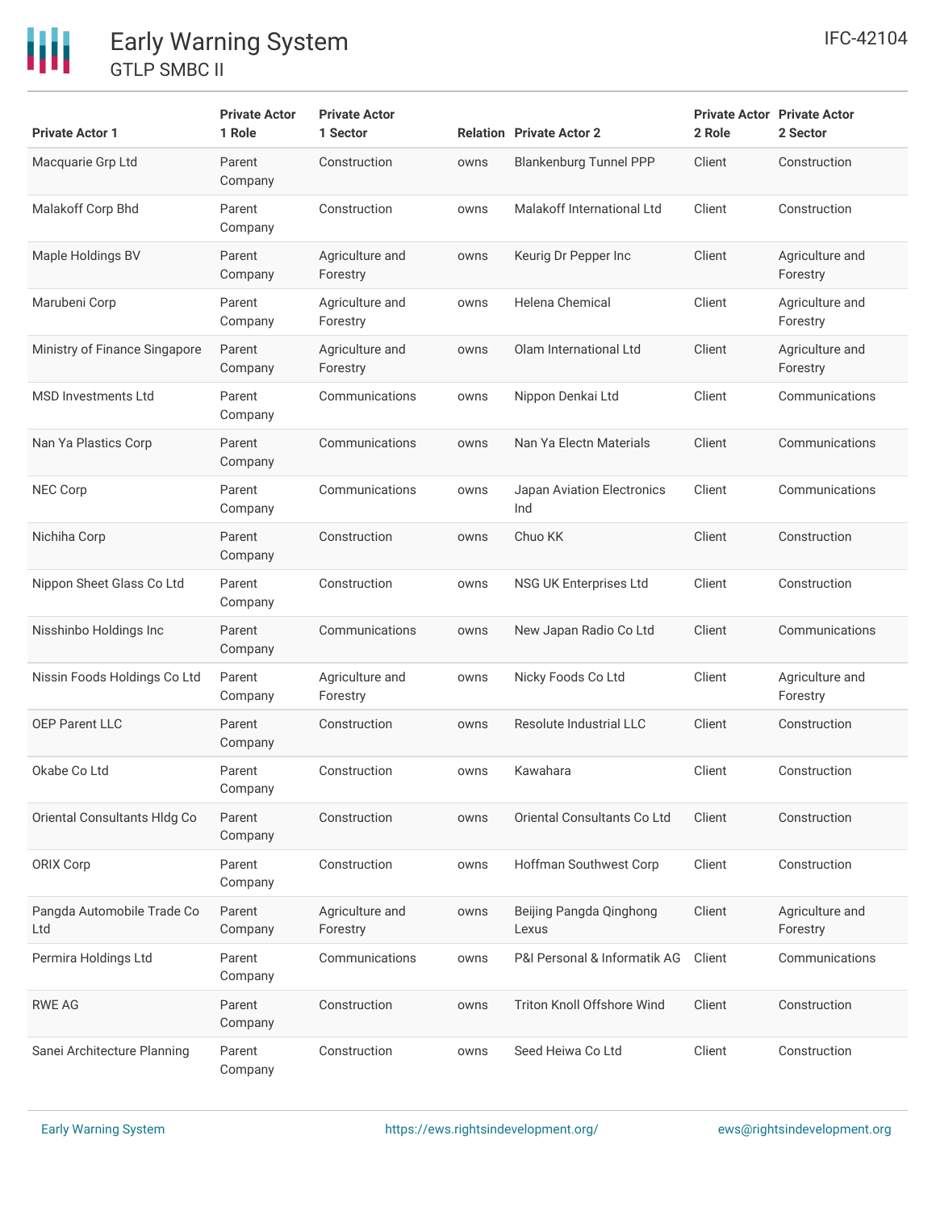| Private Actor 1 | Private Actor 1 Role | Private Actor 1 Sector | Relation | Private Actor 2 | Private Actor 2 Role | Private Actor 2 Sector |
|---|---|---|---|---|---|---|
| Macquarie Grp Ltd | Parent Company | Construction | owns | Blankenburg Tunnel PPP | Client | Construction |
| Malakoff Corp Bhd | Parent Company | Construction | owns | Malakoff International Ltd | Client | Construction |
| Maple Holdings BV | Parent Company | Agriculture and Forestry | owns | Keurig Dr Pepper Inc | Client | Agriculture and Forestry |
| Marubeni Corp | Parent Company | Agriculture and Forestry | owns | Helena Chemical | Client | Agriculture and Forestry |
| Ministry of Finance Singapore | Parent Company | Agriculture and Forestry | owns | Olam International Ltd | Client | Agriculture and Forestry |
| MSD Investments Ltd | Parent Company | Communications | owns | Nippon Denkai Ltd | Client | Communications |
| Nan Ya Plastics Corp | Parent Company | Communications | owns | Nan Ya Electn Materials | Client | Communications |
| NEC Corp | Parent Company | Communications | owns | Japan Aviation Electronics Ind | Client | Communications |
| Nichiha Corp | Parent Company | Construction | owns | Chuo KK | Client | Construction |
| Nippon Sheet Glass Co Ltd | Parent Company | Construction | owns | NSG UK Enterprises Ltd | Client | Construction |
| Nisshinbo Holdings Inc | Parent Company | Communications | owns | New Japan Radio Co Ltd | Client | Communications |
| Nissin Foods Holdings Co Ltd | Parent Company | Agriculture and Forestry | owns | Nicky Foods Co Ltd | Client | Agriculture and Forestry |
| OEP Parent LLC | Parent Company | Construction | owns | Resolute Industrial LLC | Client | Construction |
| Okabe Co Ltd | Parent Company | Construction | owns | Kawahara | Client | Construction |
| Oriental Consultants Hldg Co | Parent Company | Construction | owns | Oriental Consultants Co Ltd | Client | Construction |
| ORIX Corp | Parent Company | Construction | owns | Hoffman Southwest Corp | Client | Construction |
| Pangda Automobile Trade Co Ltd | Parent Company | Agriculture and Forestry | owns | Beijing Pangda Qinghong Lexus | Client | Agriculture and Forestry |
| Permira Holdings Ltd | Parent Company | Communications | owns | P&I Personal & Informatik AG | Client | Communications |
| RWE AG | Parent Company | Construction | owns | Triton Knoll Offshore Wind | Client | Construction |
| Sanei Architecture Planning | Parent Company | Construction | owns | Seed Heiwa Co Ltd | Client | Construction |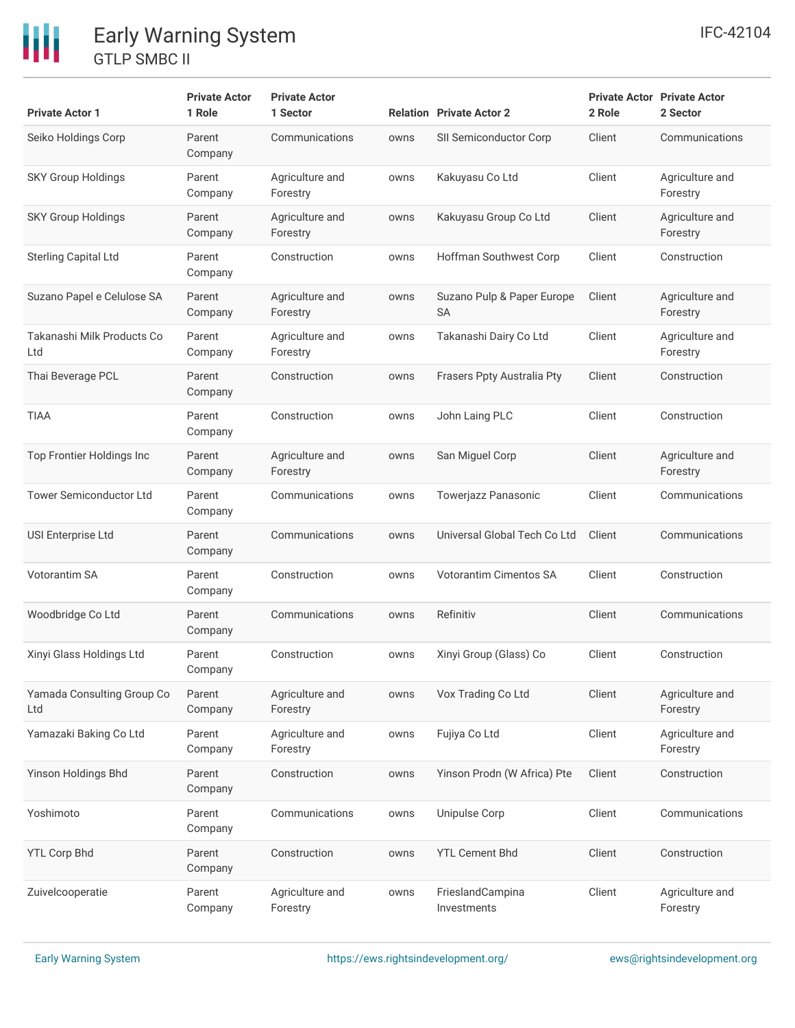| Private Actor 1 | Private Actor 1 Role | Private Actor 1 Sector | Relation | Private Actor 2 | Private Actor 2 Role | Private Actor 2 Sector |
|---|---|---|---|---|---|---|
| Seiko Holdings Corp | Parent Company | Communications | owns | SII Semiconductor Corp | Client | Communications |
| SKY Group Holdings | Parent Company | Agriculture and Forestry | owns | Kakuyasu Co Ltd | Client | Agriculture and Forestry |
| SKY Group Holdings | Parent Company | Agriculture and Forestry | owns | Kakuyasu Group Co Ltd | Client | Agriculture and Forestry |
| Sterling Capital Ltd | Parent Company | Construction | owns | Hoffman Southwest Corp | Client | Construction |
| Suzano Papel e Celulose SA | Parent Company | Agriculture and Forestry | owns | Suzano Pulp & Paper Europe SA | Client | Agriculture and Forestry |
| Takanashi Milk Products Co Ltd | Parent Company | Agriculture and Forestry | owns | Takanashi Dairy Co Ltd | Client | Agriculture and Forestry |
| Thai Beverage PCL | Parent Company | Construction | owns | Frasers Ppty Australia Pty | Client | Construction |
| TIAA | Parent Company | Construction | owns | John Laing PLC | Client | Construction |
| Top Frontier Holdings Inc | Parent Company | Agriculture and Forestry | owns | San Miguel Corp | Client | Agriculture and Forestry |
| Tower Semiconductor Ltd | Parent Company | Communications | owns | Towerjazz Panasonic | Client | Communications |
| USI Enterprise Ltd | Parent Company | Communications | owns | Universal Global Tech Co Ltd | Client | Communications |
| Votorantim SA | Parent Company | Construction | owns | Votorantim Cimentos SA | Client | Construction |
| Woodbridge Co Ltd | Parent Company | Communications | owns | Refinitiv | Client | Communications |
| Xinyi Glass Holdings Ltd | Parent Company | Construction | owns | Xinyi Group (Glass) Co | Client | Construction |
| Yamada Consulting Group Co Ltd | Parent Company | Agriculture and Forestry | owns | Vox Trading Co Ltd | Client | Agriculture and Forestry |
| Yamazaki Baking Co Ltd | Parent Company | Agriculture and Forestry | owns | Fujiya Co Ltd | Client | Agriculture and Forestry |
| Yinson Holdings Bhd | Parent Company | Construction | owns | Yinson Prodn (W Africa) Pte | Client | Construction |
| Yoshimoto | Parent Company | Communications | owns | Unipulse Corp | Client | Communications |
| YTL Corp Bhd | Parent Company | Construction | owns | YTL Cement Bhd | Client | Construction |
| Zuivelcooperatie | Parent Company | Agriculture and Forestry | owns | FrieslandCampina Investments | Client | Agriculture and Forestry |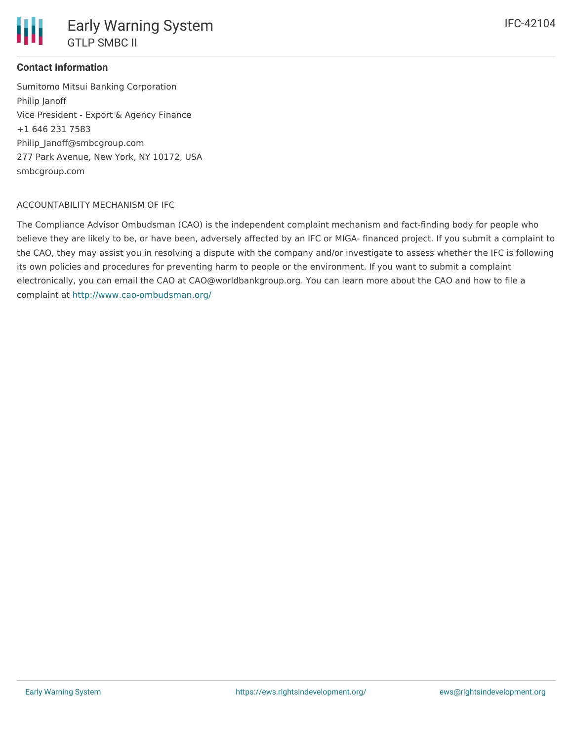## Contact Information

Sumitomo Mitsui Banking Corporation
Philip Janoff
Vice President - Export & Agency Finance
+1 646 231 7583
Philip_Janoff@smbcgroup.com
277 Park Avenue, New York, NY 10172, USA
smbcgroup.com

ACCOUNTABILITY MECHANISM OF IFC

The Compliance Advisor Ombudsman (CAO) is the independent complaint mechanism and fact-finding body for people who believe they are likely to be, or have been, adversely affected by an IFC or MIGA- financed project. If you submit a complaint to the CAO, they may assist you in resolving a dispute with the company and/or investigate to assess whether the IFC is following its own policies and procedures for preventing harm to people or the environment. If you want to submit a complaint electronically, you can email the CAO at CAO@worldbankgroup.org. You can learn more about the CAO and how to file a complaint at http://www.cao-ombudsman.org/